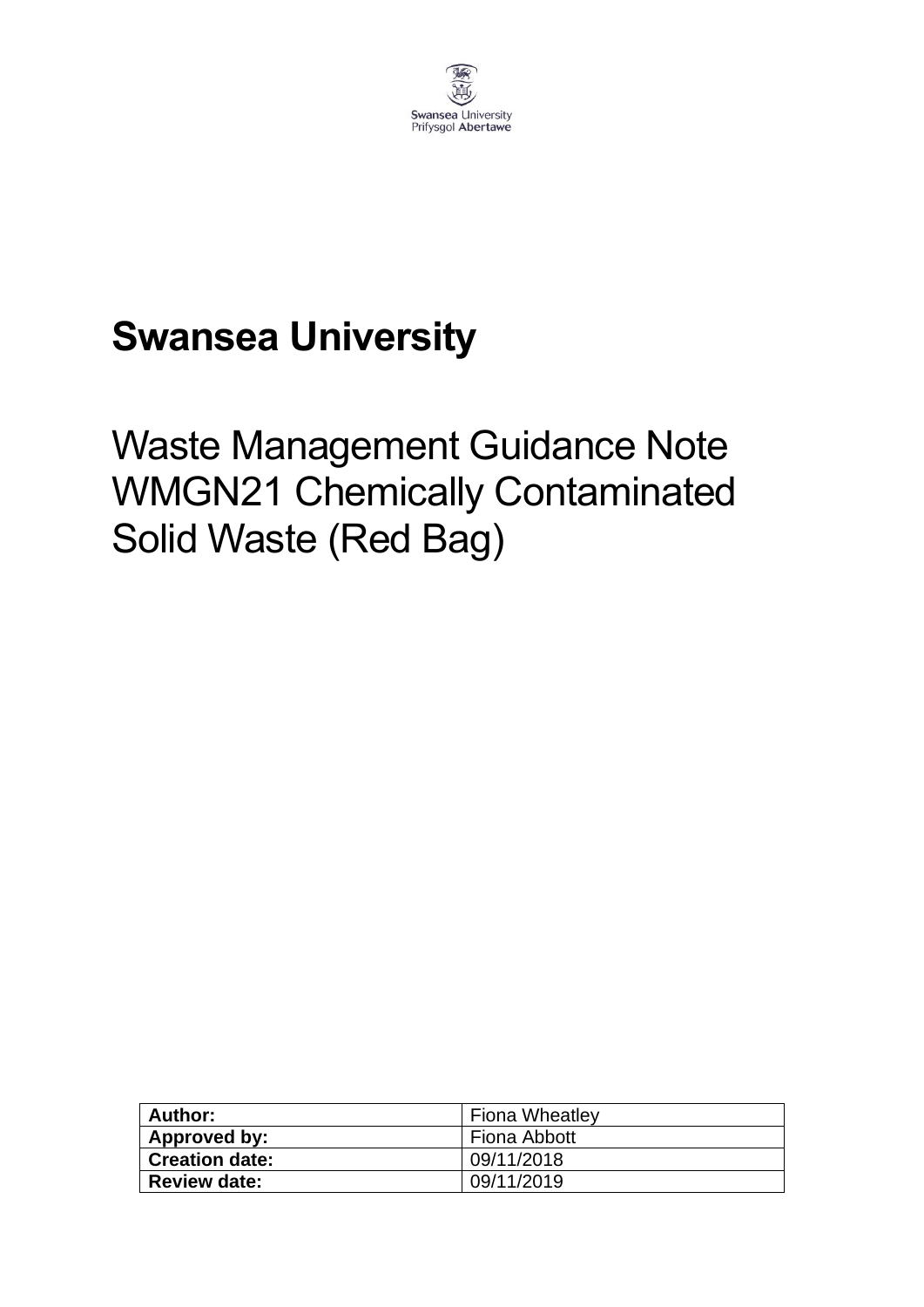Swansea University
Prifysgol Abertawe

# Swansea University

## Waste Management Guidance Note WMGN21 Chemically Contaminated Solid Waste (Red Bag)

| **Author:** | Fiona Wheatley |
|---|---|
| **Approved by:** | Fiona Abbott |
| **Creation date:** | 09/11/2018 |
| **Review date:** | 09/11/2019 |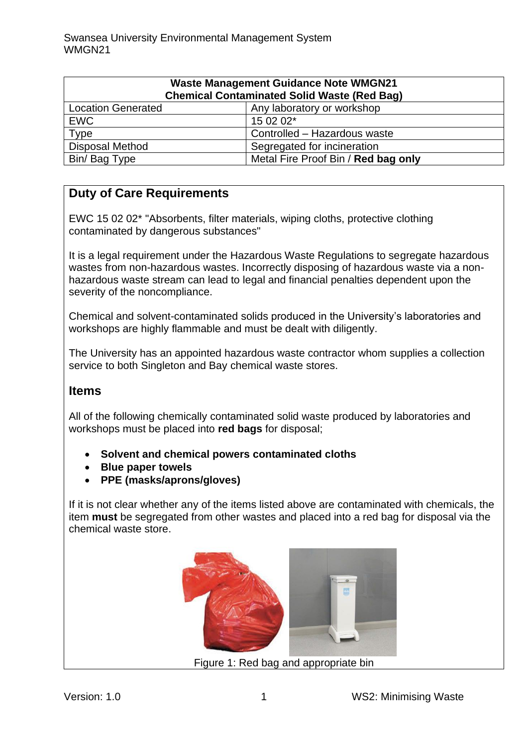| Waste Management Guidance Note WMGN21<br>Chemical Contaminated Solid Waste (Red Bag) | |
|---|---|
| Location Generated | Any laboratory or workshop |
| EWC | 15 02 02* |
| Type | Controlled – Hazardous waste |
| Disposal Method | Segregated for incineration |
| Bin/ Bag Type | Metal Fire Proof Bin / **Red bag only** |

## Duty of Care Requirements

EWC 15 02 02* "Absorbents, filter materials, wiping cloths, protective clothing contaminated by dangerous substances"

It is a legal requirement under the Hazardous Waste Regulations to segregate hazardous wastes from non-hazardous wastes. Incorrectly disposing of hazardous waste via a non-hazardous waste stream can lead to legal and financial penalties dependent upon the severity of the noncompliance.

Chemical and solvent-contaminated solids produced in the University's laboratories and workshops are highly flammable and must be dealt with diligently.

The University has an appointed hazardous waste contractor whom supplies a collection service to both Singleton and Bay chemical waste stores.

## Items

All of the following chemically contaminated solid waste produced by laboratories and workshops must be placed into **red bags** for disposal;

- **Solvent and chemical powers contaminated cloths**
- **Blue paper towels**
- **PPE (masks/aprons/gloves)**

If it is not clear whether any of the items listed above are contaminated with chemicals, the item **must** be segregated from other wastes and placed into a red bag for disposal via the chemical waste store.

Figure 1: Red bag and appropriate bin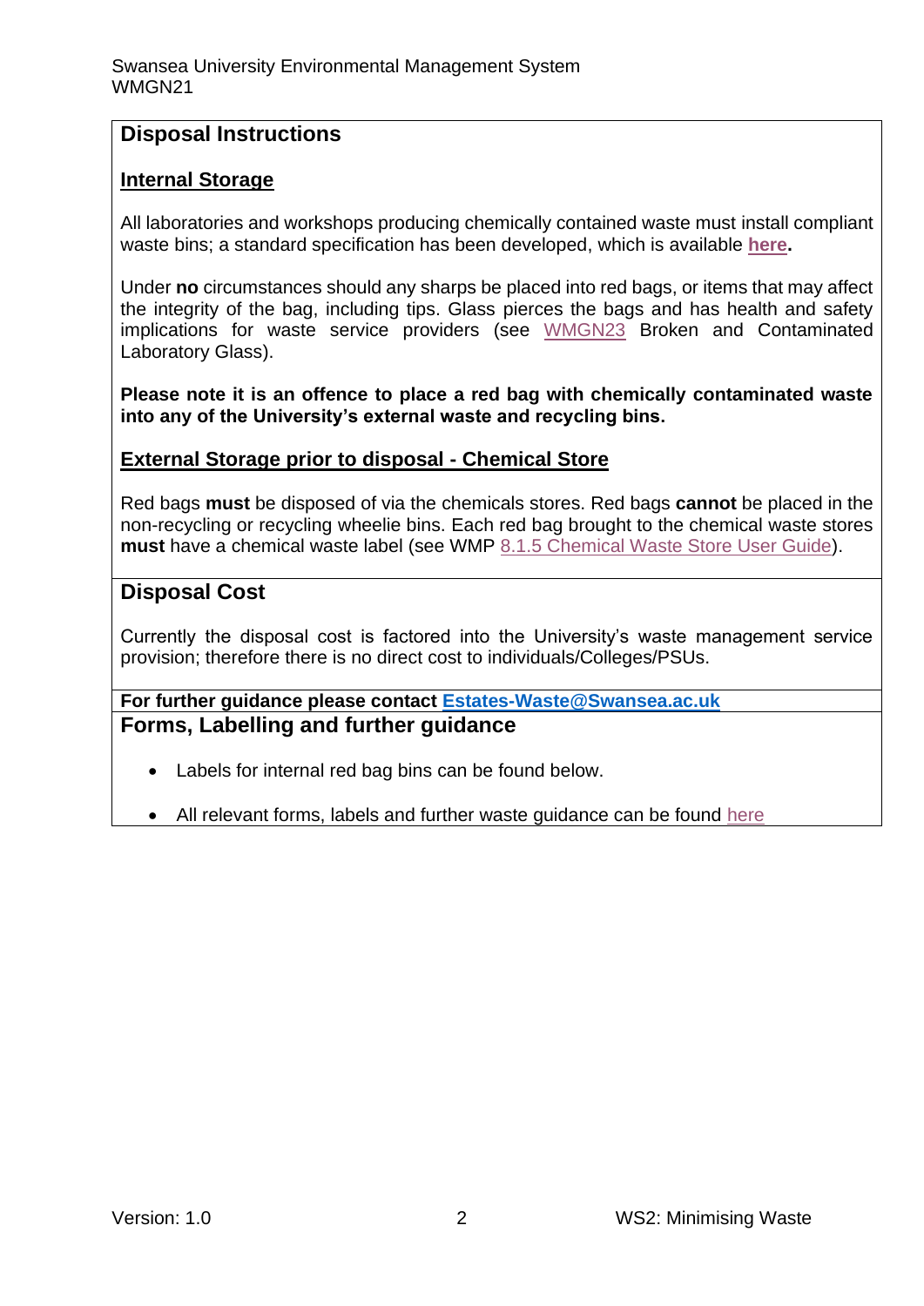## Disposal Instructions

### Internal Storage

All laboratories and workshops producing chemically contained waste must install compliant waste bins; a standard specification has been developed, which is available **here**.

Under **no** circumstances should any sharps be placed into red bags, or items that may affect the integrity of the bag, including tips. Glass pierces the bags and has health and safety implications for waste service providers (see WMGN23 Broken and Contaminated Laboratory Glass).

**Please note it is an offence to place a red bag with chemically contaminated waste into any of the University's external waste and recycling bins.**

### External Storage prior to disposal - Chemical Store

Red bags **must** be disposed of via the chemicals stores. Red bags **cannot** be placed in the non-recycling or recycling wheelie bins. Each red bag brought to the chemical waste stores **must** have a chemical waste label (see WMP 8.1.5 Chemical Waste Store User Guide).

## Disposal Cost

Currently the disposal cost is factored into the University's waste management service provision; therefore there is no direct cost to individuals/Colleges/PSUs.

**For further guidance please contact Estates-Waste@Swansea.ac.uk**

## Forms, Labelling and further guidance

- Labels for internal red bag bins can be found below.
- All relevant forms, labels and further waste guidance can be found here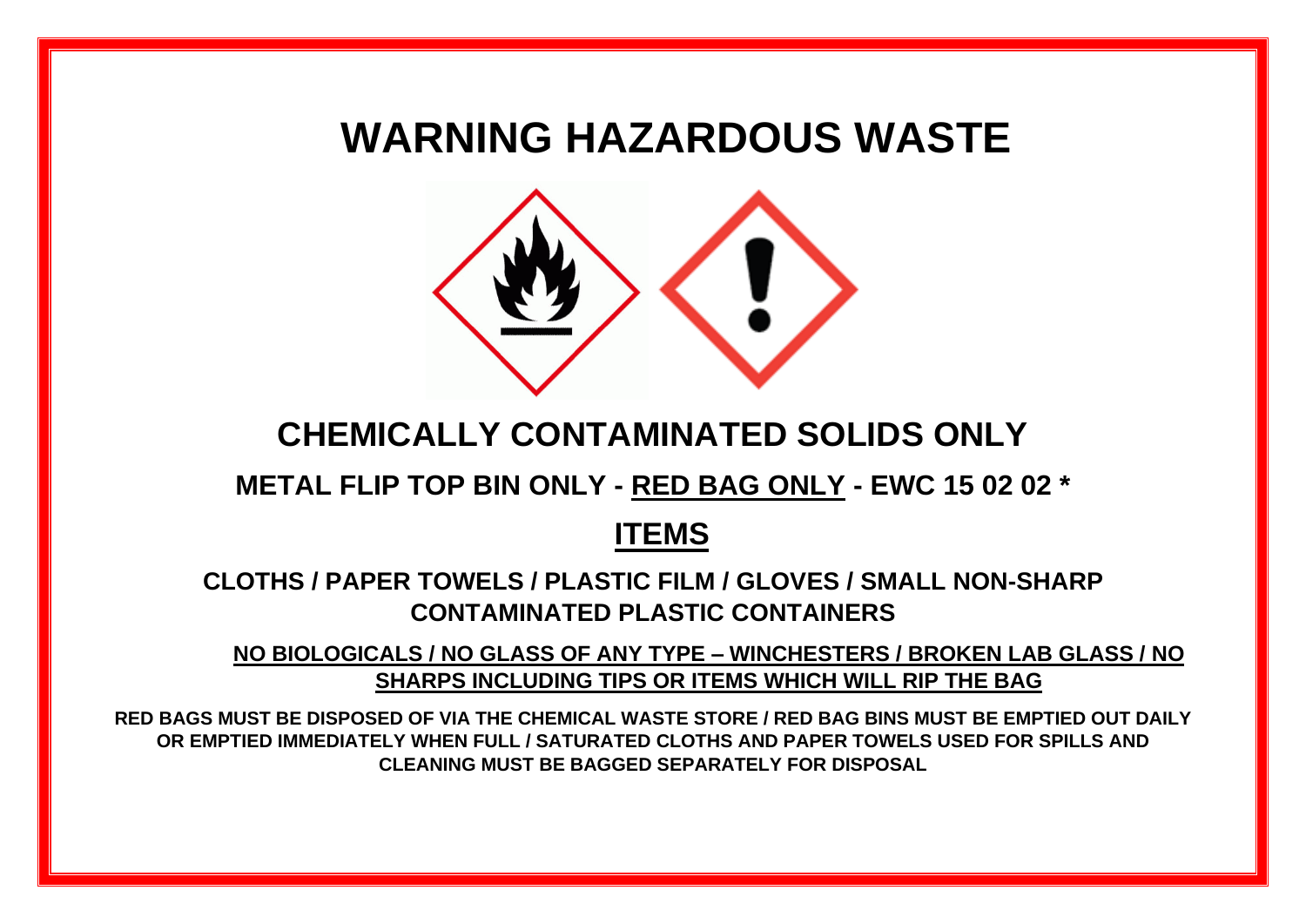# WARNING HAZARDOUS WASTE

## CHEMICALLY CONTAMINATED SOLIDS ONLY

### METAL FLIP TOP BIN ONLY - RED BAG ONLY - EWC 15 02 02 *

### ITEMS

**CLOTHS / PAPER TOWELS / PLASTIC FILM / GLOVES / SMALL NON-SHARP CONTAMINATED PLASTIC CONTAINERS**

**NO BIOLOGICALS / NO GLASS OF ANY TYPE – WINCHESTERS / BROKEN LAB GLASS / NO SHARPS INCLUDING TIPS OR ITEMS WHICH WILL RIP THE BAG**

**RED BAGS MUST BE DISPOSED OF VIA THE CHEMICAL WASTE STORE / RED BAG BINS MUST BE EMPTIED OUT DAILY OR EMPTIED IMMEDIATELY WHEN FULL / SATURATED CLOTHS AND PAPER TOWELS USED FOR SPILLS AND CLEANING MUST BE BAGGED SEPARATELY FOR DISPOSAL**